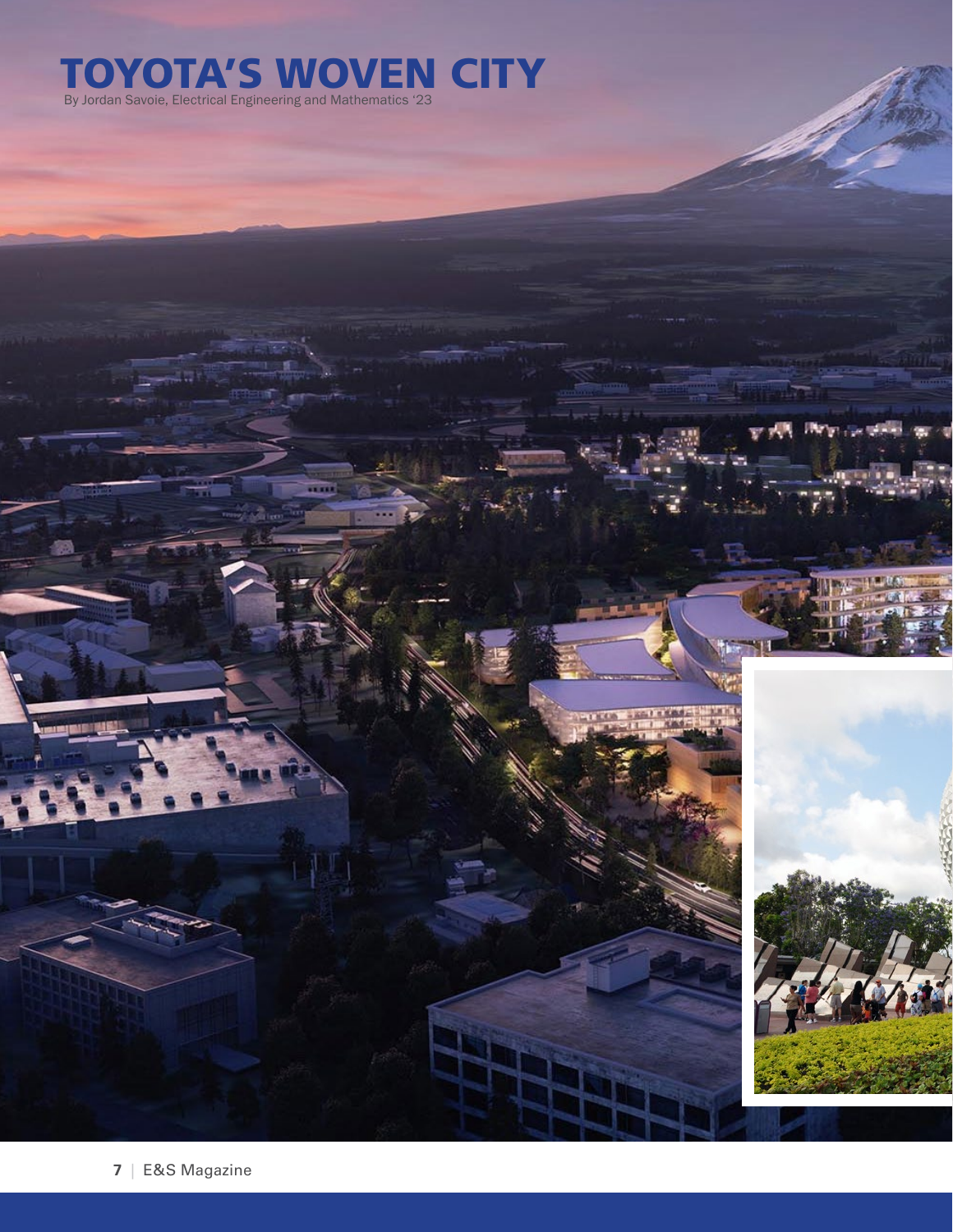# TOYOTA'S WOVEN CITY

By Jordan Savoie, Electrical Engineering and Mathematics '23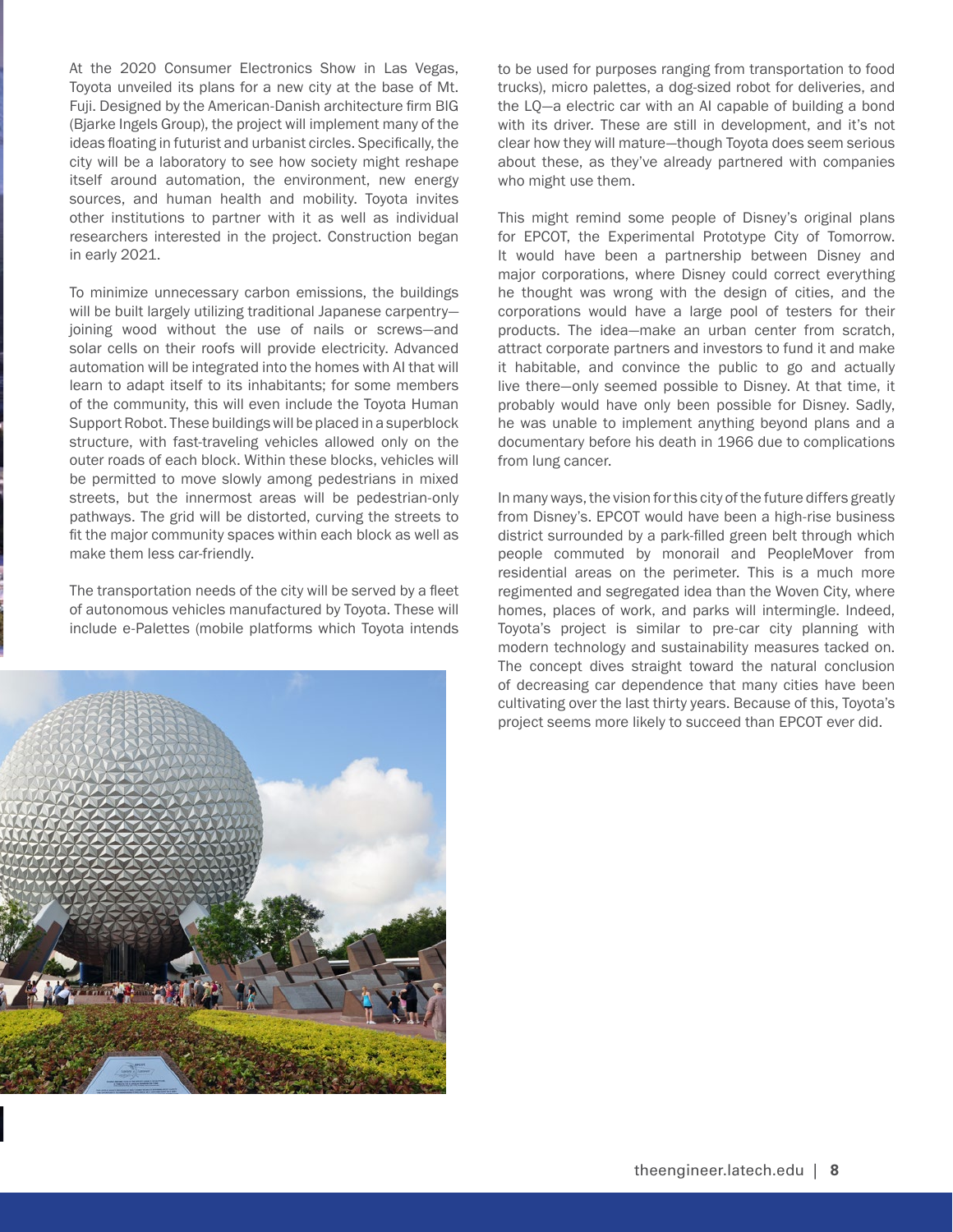At the 2020 Consumer Electronics Show in Las Vegas, Toyota unveiled its plans for a new city at the base of Mt. Fuji. Designed by the American-Danish architecture firm BIG (Bjarke Ingels Group), the project will implement many of the ideas floating in futurist and urbanist circles. Specifically, the city will be a laboratory to see how society might reshape itself around automation, the environment, new energy sources, and human health and mobility. Toyota invites other institutions to partner with it as well as individual researchers interested in the project. Construction began in early 2021.

To minimize unnecessary carbon emissions, the buildings will be built largely utilizing traditional Japanese carpentry—joining wood without the use of nails or screws—and solar cells on their roofs will provide electricity. Advanced automation will be integrated into the homes with AI that will learn to adapt itself to its inhabitants; for some members of the community, this will even include the Toyota Human Support Robot. These buildings will be placed in a superblock structure, with fast-traveling vehicles allowed only on the outer roads of each block. Within these blocks, vehicles will be permitted to move slowly among pedestrians in mixed streets, but the innermost areas will be pedestrian-only pathways. The grid will be distorted, curving the streets to fit the major community spaces within each block as well as make them less car-friendly.

The transportation needs of the city will be served by a fleet of autonomous vehicles manufactured by Toyota. These will include e-Palettes (mobile platforms which Toyota intends to be used for purposes ranging from transportation to food trucks), micro palettes, a dog-sized robot for deliveries, and the LQ—a electric car with an AI capable of building a bond with its driver. These are still in development, and it's not clear how they will mature—though Toyota does seem serious about these, as they've already partnered with companies who might use them.

This might remind some people of Disney's original plans for EPCOT, the Experimental Prototype City of Tomorrow. It would have been a partnership between Disney and major corporations, where Disney could correct everything he thought was wrong with the design of cities, and the corporations would have a large pool of testers for their products. The idea—make an urban center from scratch, attract corporate partners and investors to fund it and make it habitable, and convince the public to go and actually live there—only seemed possible to Disney. At that time, it probably would have only been possible for Disney. Sadly, he was unable to implement anything beyond plans and a documentary before his death in 1966 due to complications from lung cancer.

In many ways, the vision for this city of the future differs greatly from Disney's. EPCOT would have been a high-rise business district surrounded by a park-filled green belt through which people commuted by monorail and PeopleMover from residential areas on the perimeter. This is a much more regimented and segregated idea than the Woven City, where homes, places of work, and parks will intermingle. Indeed, Toyota's project is similar to pre-car city planning with modern technology and sustainability measures tacked on. The concept dives straight toward the natural conclusion of decreasing car dependence that many cities have been cultivating over the last thirty years. Because of this, Toyota's project seems more likely to succeed than EPCOT ever did.